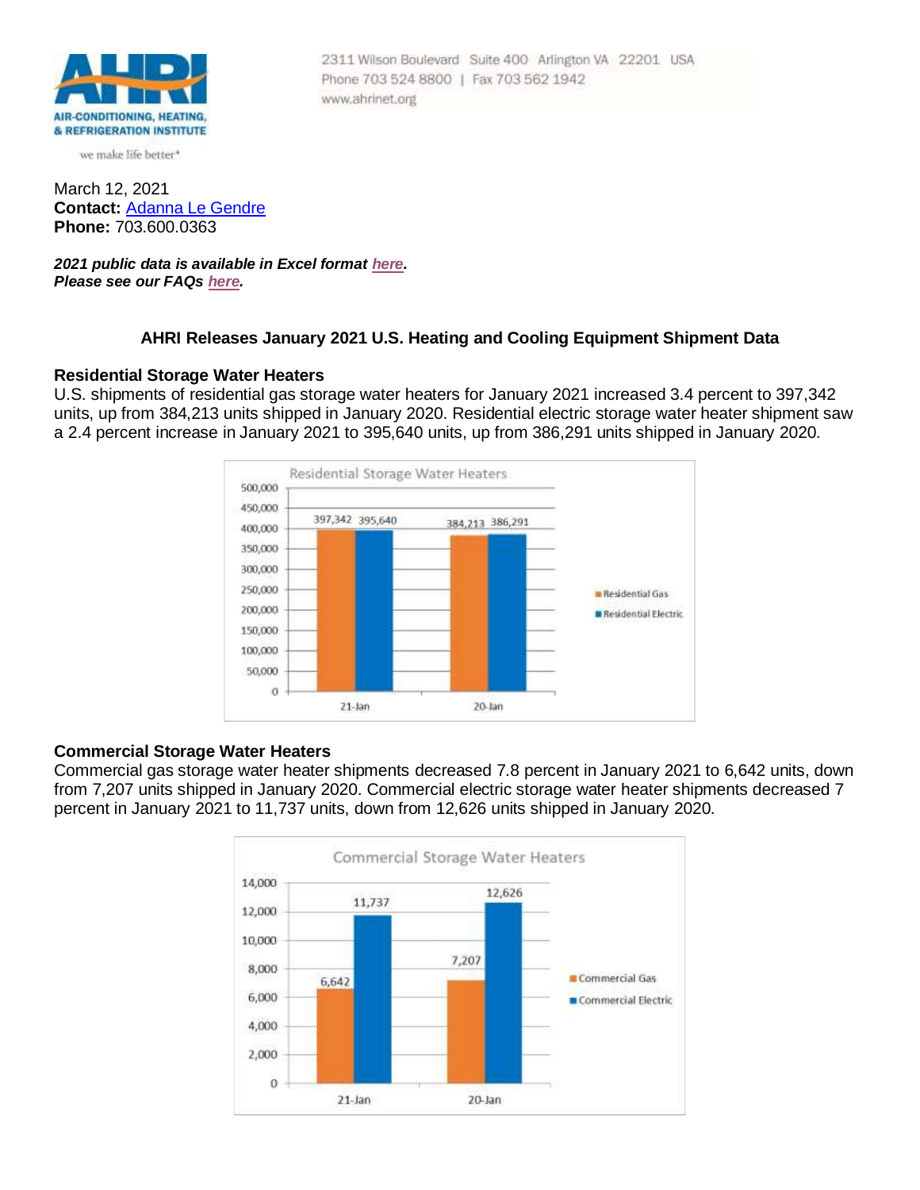2311 Wilson Boulevard Suite 400 Arlington VA 22201 USA
Phone 703 524 8800 | Fax 703 562 1942
www.ahrinet.org

AIR-CONDITIONING, HEATING, & REFRIGERATION INSTITUTE

we make life better*

March 12, 2021
**Contact:** Adanna Le Gendre
**Phone:** 703.600.0363

***2021 public data is available in Excel format here.***
***Please see our FAQs here.***

## AHRI Releases January 2021 U.S. Heating and Cooling Equipment Shipment Data

### Residential Storage Water Heaters

U.S. shipments of residential gas storage water heaters for January 2021 increased 3.4 percent to 397,342 units, up from 384,213 units shipped in January 2020. Residential electric storage water heater shipment saw a 2.4 percent increase in January 2021 to 395,640 units, up from 386,291 units shipped in January 2020.

Residential Storage Water Heaters

| | Residential Gas | Residential Electric |
|---|---|---|
| 21-Jan | 397,342 | 395,640 |
| 20-Jan | 384,213 | 386,291 |

### Commercial Storage Water Heaters

Commercial gas storage water heater shipments decreased 7.8 percent in January 2021 to 6,642 units, down from 7,207 units shipped in January 2020. Commercial electric storage water heater shipments decreased 7 percent in January 2021 to 11,737 units, down from 12,626 units shipped in January 2020.

Commercial Storage Water Heaters

| | Commercial Gas | Commercial Electric |
|---|---|---|
| 21-Jan | 6,642 | 11,737 |
| 20-Jan | 7,207 | 12,626 |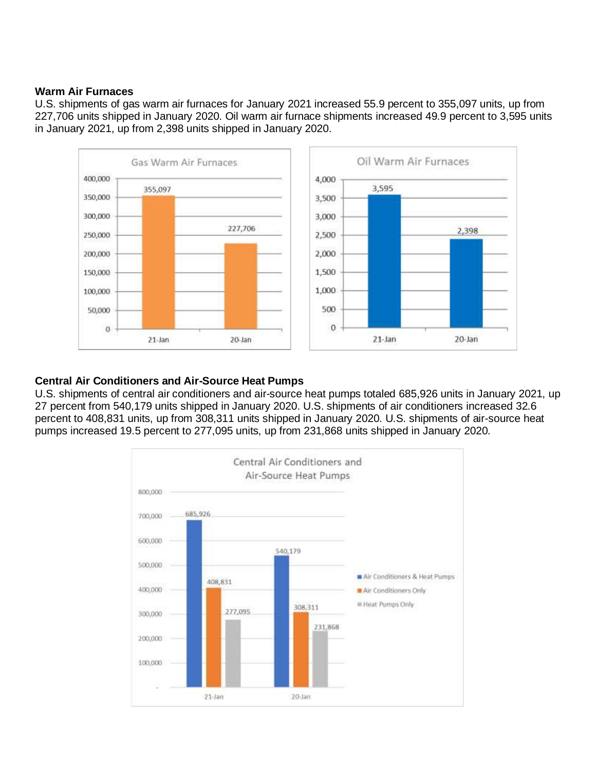### Warm Air Furnaces

U.S. shipments of gas warm air furnaces for January 2021 increased 55.9 percent to 355,097 units, up from 227,706 units shipped in January 2020. Oil warm air furnace shipments increased 49.9 percent to 3,595 units in January 2021, up from 2,398 units shipped in January 2020.

**Gas Warm Air Furnaces**

| | 21-Jan | 20-Jan |
|---|---|---|
| Gas Warm Air Furnaces | 355,097 | 227,706 |

**Oil Warm Air Furnaces**

| | 21-Jan | 20-Jan |
|---|---|---|
| Oil Warm Air Furnaces | 3,595 | 2,398 |

### Central Air Conditioners and Air-Source Heat Pumps

U.S. shipments of central air conditioners and air-source heat pumps totaled 685,926 units in January 2021, up 27 percent from 540,179 units shipped in January 2020. U.S. shipments of air conditioners increased 32.6 percent to 408,831 units, up from 308,311 units shipped in January 2020. U.S. shipments of air-source heat pumps increased 19.5 percent to 277,095 units, up from 231,868 units shipped in January 2020.

**Central Air Conditioners and Air-Source Heat Pumps**

| | 21-Jan | 20-Jan |
|---|---|---|
| Air Conditioners & Heat Pumps | 685,926 | 540,179 |
| Air Conditioners Only | 408,831 | 308,311 |
| Heat Pumps Only | 277,095 | 231,868 |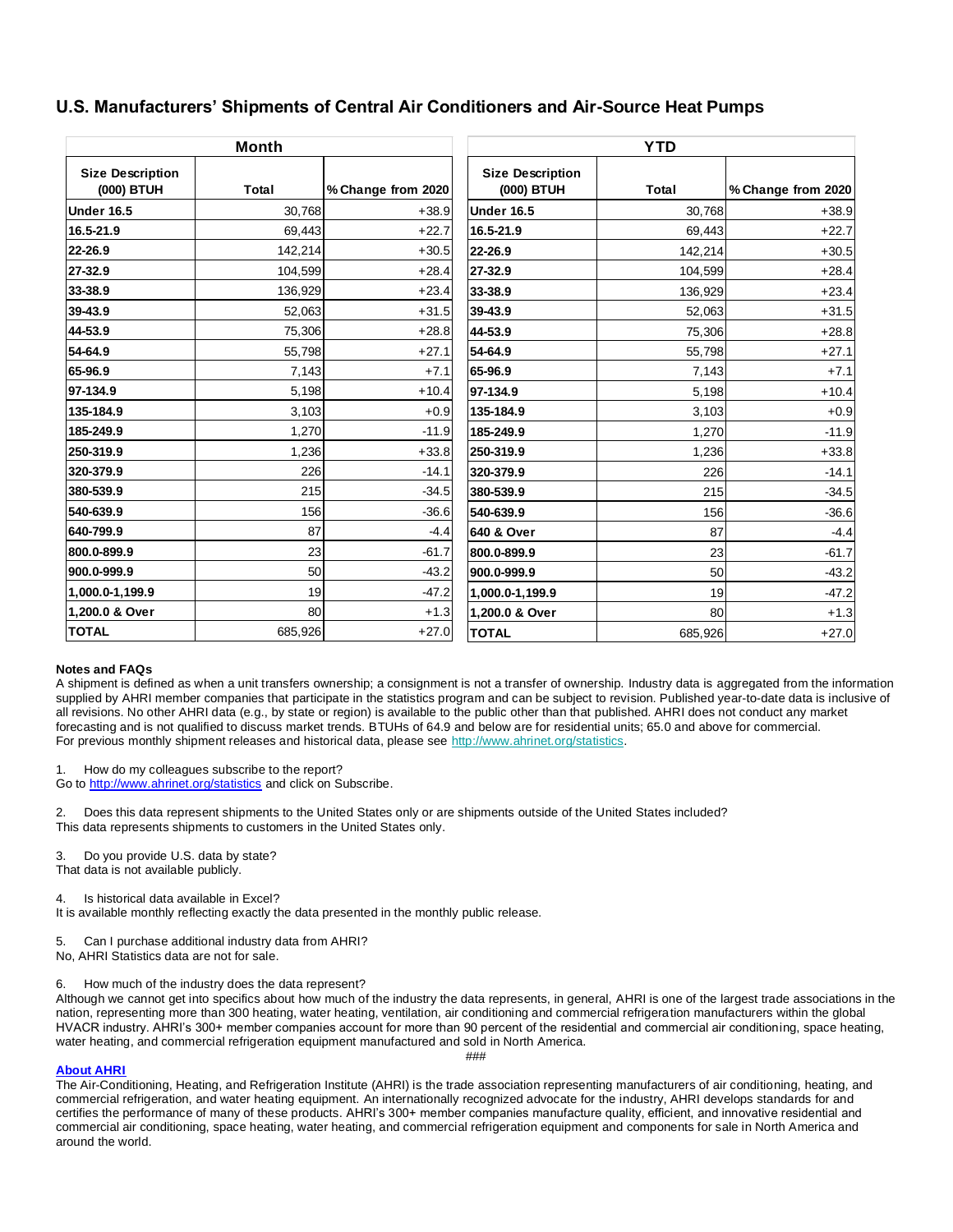## U.S. Manufacturers' Shipments of Central Air Conditioners and Air-Source Heat Pumps

| Month | | | YTD | | |
|---|---|---|---|---|---|
| Size Description (000) BTUH | Total | % Change from 2020 | Size Description (000) BTUH | Total | % Change from 2020 |
| **Under 16.5** | 30,768 | +38.9 | **Under 16.5** | 30,768 | +38.9 |
| **16.5-21.9** | 69,443 | +22.7 | **16.5-21.9** | 69,443 | +22.7 |
| **22-26.9** | 142,214 | +30.5 | **22-26.9** | 142,214 | +30.5 |
| **27-32.9** | 104,599 | +28.4 | **27-32.9** | 104,599 | +28.4 |
| **33-38.9** | 136,929 | +23.4 | **33-38.9** | 136,929 | +23.4 |
| **39-43.9** | 52,063 | +31.5 | **39-43.9** | 52,063 | +31.5 |
| **44-53.9** | 75,306 | +28.8 | **44-53.9** | 75,306 | +28.8 |
| **54-64.9** | 55,798 | +27.1 | **54-64.9** | 55,798 | +27.1 |
| **65-96.9** | 7,143 | +7.1 | **65-96.9** | 7,143 | +7.1 |
| **97-134.9** | 5,198 | +10.4 | **97-134.9** | 5,198 | +10.4 |
| **135-184.9** | 3,103 | +0.9 | **135-184.9** | 3,103 | +0.9 |
| **185-249.9** | 1,270 | -11.9 | **185-249.9** | 1,270 | -11.9 |
| **250-319.9** | 1,236 | +33.8 | **250-319.9** | 1,236 | +33.8 |
| **320-379.9** | 226 | -14.1 | **320-379.9** | 226 | -14.1 |
| **380-539.9** | 215 | -34.5 | **380-539.9** | 215 | -34.5 |
| **540-639.9** | 156 | -36.6 | **540-639.9** | 156 | -36.6 |
| **640-799.9** | 87 | -4.4 | **640 & Over** | 87 | -4.4 |
| **800.0-899.9** | 23 | -61.7 | **800.0-899.9** | 23 | -61.7 |
| **900.0-999.9** | 50 | -43.2 | **900.0-999.9** | 50 | -43.2 |
| **1,000.0-1,199.9** | 19 | -47.2 | **1,000.0-1,199.9** | 19 | -47.2 |
| **1,200.0 & Over** | 80 | +1.3 | **1,200.0 & Over** | 80 | +1.3 |
| **TOTAL** | 685,926 | +27.0 | **TOTAL** | 685,926 | +27.0 |

**Notes and FAQs**

A shipment is defined as when a unit transfers ownership; a consignment is not a transfer of ownership. Industry data is aggregated from the information supplied by AHRI member companies that participate in the statistics program and can be subject to revision. Published year-to-date data is inclusive of all revisions. No other AHRI data (e.g., by state or region) is available to the public other than that published. AHRI does not conduct any market forecasting and is not qualified to discuss market trends. BTUHs of 64.9 and below are for residential units; 65.0 and above for commercial. For previous monthly shipment releases and historical data, please see http://www.ahrinet.org/statistics.

1. How do my colleagues subscribe to the report?
Go to http://www.ahrinet.org/statistics and click on Subscribe.

2. Does this data represent shipments to the United States only or are shipments outside of the United States included?
This data represents shipments to customers in the United States only.

3. Do you provide U.S. data by state?
That data is not available publicly.

4. Is historical data available in Excel?
It is available monthly reflecting exactly the data presented in the monthly public release.

5. Can I purchase additional industry data from AHRI?
No, AHRI Statistics data are not for sale.

6. How much of the industry does the data represent?
Although we cannot get into specifics about how much of the industry the data represents, in general, AHRI is one of the largest trade associations in the nation, representing more than 300 heating, water heating, ventilation, air conditioning and commercial refrigeration manufacturers within the global HVACR industry. AHRI's 300+ member companies account for more than 90 percent of the residential and commercial air conditioning, space heating, water heating, and commercial refrigeration equipment manufactured and sold in North America.

###

**About AHRI**

The Air-Conditioning, Heating, and Refrigeration Institute (AHRI) is the trade association representing manufacturers of air conditioning, heating, and commercial refrigeration, and water heating equipment. An internationally recognized advocate for the industry, AHRI develops standards for and certifies the performance of many of these products. AHRI's 300+ member companies manufacture quality, efficient, and innovative residential and commercial air conditioning, space heating, water heating, and commercial refrigeration equipment and components for sale in North America and around the world.